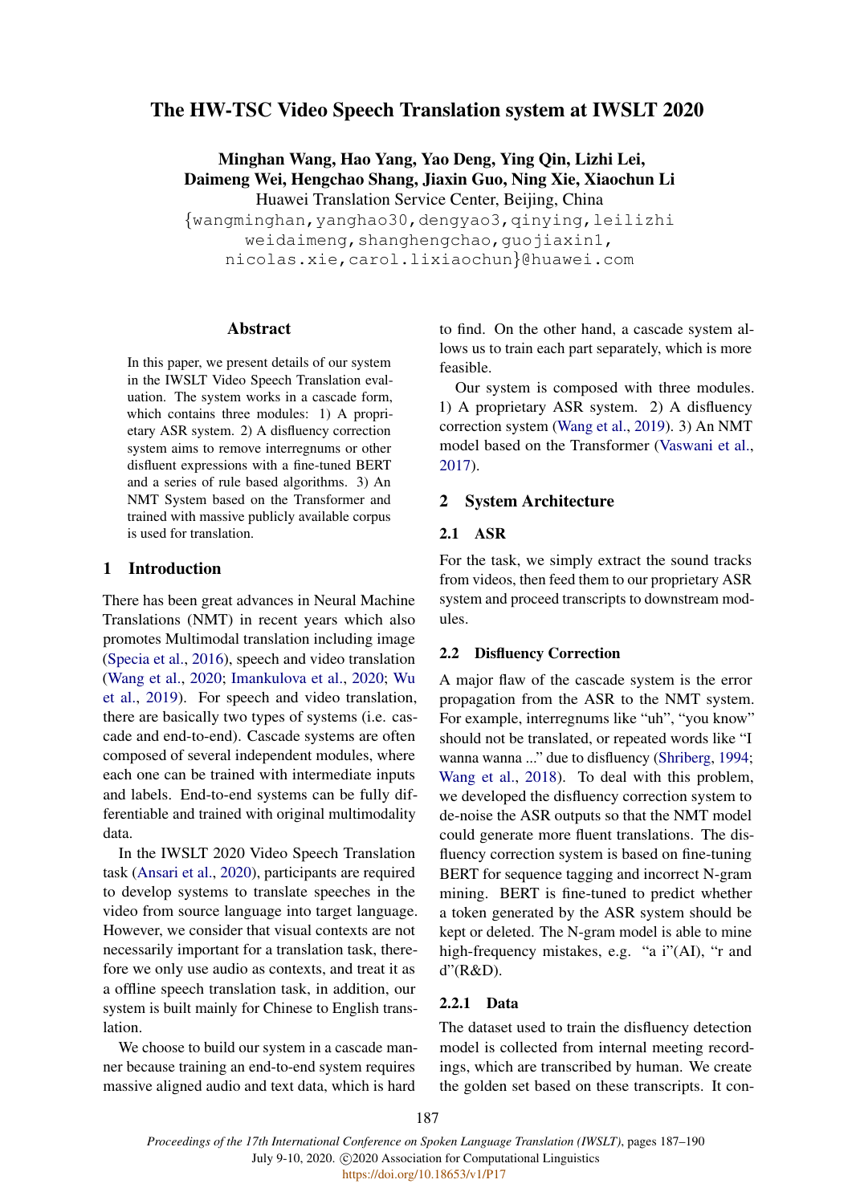# The HW-TSC Video Speech Translation system at IWSLT 2020

**Minghan Wang, Hao Yang, Yao Deng, Ying Qin, Lizhi Lei, Daimeng Wei, Hengchao Shang, Jiaxin Guo, Ning Xie, Xiaochun Li**

Huawei Translation Service Center, Beijing, China

{wangminghan,yanghao30,dengyao3,qinying,leilizhi weidaimeng,shanghengchao,guojiaxin1, nicolas.xie,carol.lixiaochun}@huawei.com

## Abstract

In this paper, we present details of our system in the IWSLT Video Speech Translation evaluation. The system works in a cascade form, which contains three modules: 1) A proprietary ASR system. 2) A disfluency correction system aims to remove interregnums or other disfluent expressions with a fine-tuned BERT and a series of rule based algorithms. 3) An NMT System based on the Transformer and trained with massive publicly available corpus is used for translation.

## 1 Introduction

There has been great advances in Neural Machine Translations (NMT) in recent years which also promotes Multimodal translation including image (Specia et al., 2016), speech and video translation (Wang et al., 2020; Imankulova et al., 2020; Wu et al., 2019). For speech and video translation, there are basically two types of systems (i.e. cascade and end-to-end). Cascade systems are often composed of several independent modules, where each one can be trained with intermediate inputs and labels. End-to-end systems can be fully differentiable and trained with original multimodality data.

In the IWSLT 2020 Video Speech Translation task (Ansari et al., 2020), participants are required to develop systems to translate speeches in the video from source language into target language. However, we consider that visual contexts are not necessarily important for a translation task, therefore we only use audio as contexts, and treat it as a offline speech translation task, in addition, our system is built mainly for Chinese to English translation.

We choose to build our system in a cascade manner because training an end-to-end system requires massive aligned audio and text data, which is hard to find. On the other hand, a cascade system allows us to train each part separately, which is more feasible.

Our system is composed with three modules. 1) A proprietary ASR system. 2) A disfluency correction system (Wang et al., 2019). 3) An NMT model based on the Transformer (Vaswani et al., 2017).

## 2 System Architecture

### 2.1 ASR

For the task, we simply extract the sound tracks from videos, then feed them to our proprietary ASR system and proceed transcripts to downstream modules.

### 2.2 Disfluency Correction

A major flaw of the cascade system is the error propagation from the ASR to the NMT system. For example, interregnums like "uh", "you know" should not be translated, or repeated words like "I wanna wanna ..." due to disfluency (Shriberg, 1994; Wang et al., 2018). To deal with this problem, we developed the disfluency correction system to de-noise the ASR outputs so that the NMT model could generate more fluent translations. The disfluency correction system is based on fine-tuning BERT for sequence tagging and incorrect N-gram mining. BERT is fine-tuned to predict whether a token generated by the ASR system should be kept or deleted. The N-gram model is able to mine high-frequency mistakes, e.g. "a i"(AI), "r and d"(R&D).

#### 2.2.1 Data

The dataset used to train the disfluency detection model is collected from internal meeting recordings, which are transcribed by human. We create the golden set based on these transcripts. It con-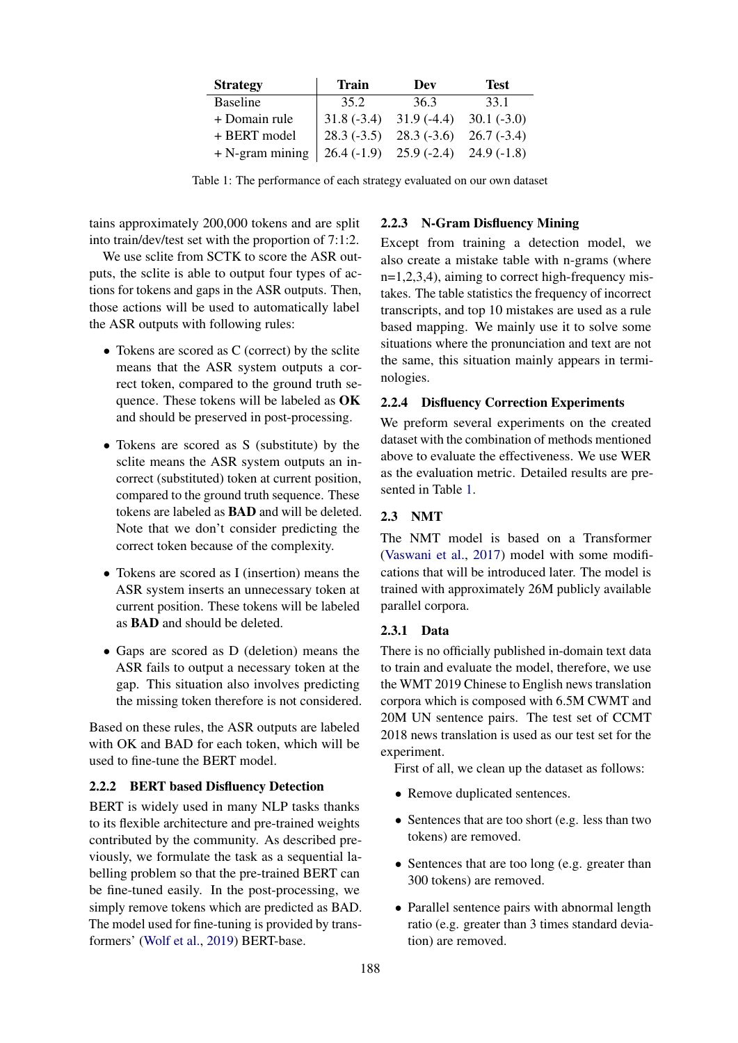| Strategy | Train | Dev | Test |
|---|---|---|---|
| Baseline | 35.2 | 36.3 | 33.1 |
| + Domain rule | 31.8 (-3.4) | 31.9 (-4.4) | 30.1 (-3.0) |
| + BERT model | 28.3 (-3.5) | 28.3 (-3.6) | 26.7 (-3.4) |
| + N-gram mining | 26.4 (-1.9) | 25.9 (-2.4) | 24.9 (-1.8) |

Table 1: The performance of each strategy evaluated on our own dataset

tains approximately 200,000 tokens and are split into train/dev/test set with the proportion of 7:1:2.

We use sclite from SCTK to score the ASR outputs, the sclite is able to output four types of actions for tokens and gaps in the ASR outputs. Then, those actions will be used to automatically label the ASR outputs with following rules:

- Tokens are scored as C (correct) by the sclite means that the ASR system outputs a correct token, compared to the ground truth sequence. These tokens will be labeled as **OK** and should be preserved in post-processing.
- Tokens are scored as S (substitute) by the sclite means the ASR system outputs an incorrect (substituted) token at current position, compared to the ground truth sequence. These tokens are labeled as **BAD** and will be deleted. Note that we don't consider predicting the correct token because of the complexity.
- Tokens are scored as I (insertion) means the ASR system inserts an unnecessary token at current position. These tokens will be labeled as **BAD** and should be deleted.
- Gaps are scored as D (deletion) means the ASR fails to output a necessary token at the gap. This situation also involves predicting the missing token therefore is not considered.

Based on these rules, the ASR outputs are labeled with OK and BAD for each token, which will be used to fine-tune the BERT model.

#### 2.2.2 BERT based Disfluency Detection

BERT is widely used in many NLP tasks thanks to its flexible architecture and pre-trained weights contributed by the community. As described previously, we formulate the task as a sequential labelling problem so that the pre-trained BERT can be fine-tuned easily. In the post-processing, we simply remove tokens which are predicted as BAD. The model used for fine-tuning is provided by transformers' (Wolf et al., 2019) BERT-base.

#### 2.2.3 N-Gram Disfluency Mining

Except from training a detection model, we also create a mistake table with n-grams (where n=1,2,3,4), aiming to correct high-frequency mistakes. The table statistics the frequency of incorrect transcripts, and top 10 mistakes are used as a rule based mapping. We mainly use it to solve some situations where the pronunciation and text are not the same, this situation mainly appears in terminologies.

#### 2.2.4 Disfluency Correction Experiments

We preform several experiments on the created dataset with the combination of methods mentioned above to evaluate the effectiveness. We use WER as the evaluation metric. Detailed results are presented in Table 1.

### 2.3 NMT

The NMT model is based on a Transformer (Vaswani et al., 2017) model with some modifications that will be introduced later. The model is trained with approximately 26M publicly available parallel corpora.

#### 2.3.1 Data

There is no officially published in-domain text data to train and evaluate the model, therefore, we use the WMT 2019 Chinese to English news translation corpora which is composed with 6.5M CWMT and 20M UN sentence pairs. The test set of CCMT 2018 news translation is used as our test set for the experiment.

First of all, we clean up the dataset as follows:

- Remove duplicated sentences.
- Sentences that are too short (e.g. less than two tokens) are removed.
- Sentences that are too long (e.g. greater than 300 tokens) are removed.
- Parallel sentence pairs with abnormal length ratio (e.g. greater than 3 times standard deviation) are removed.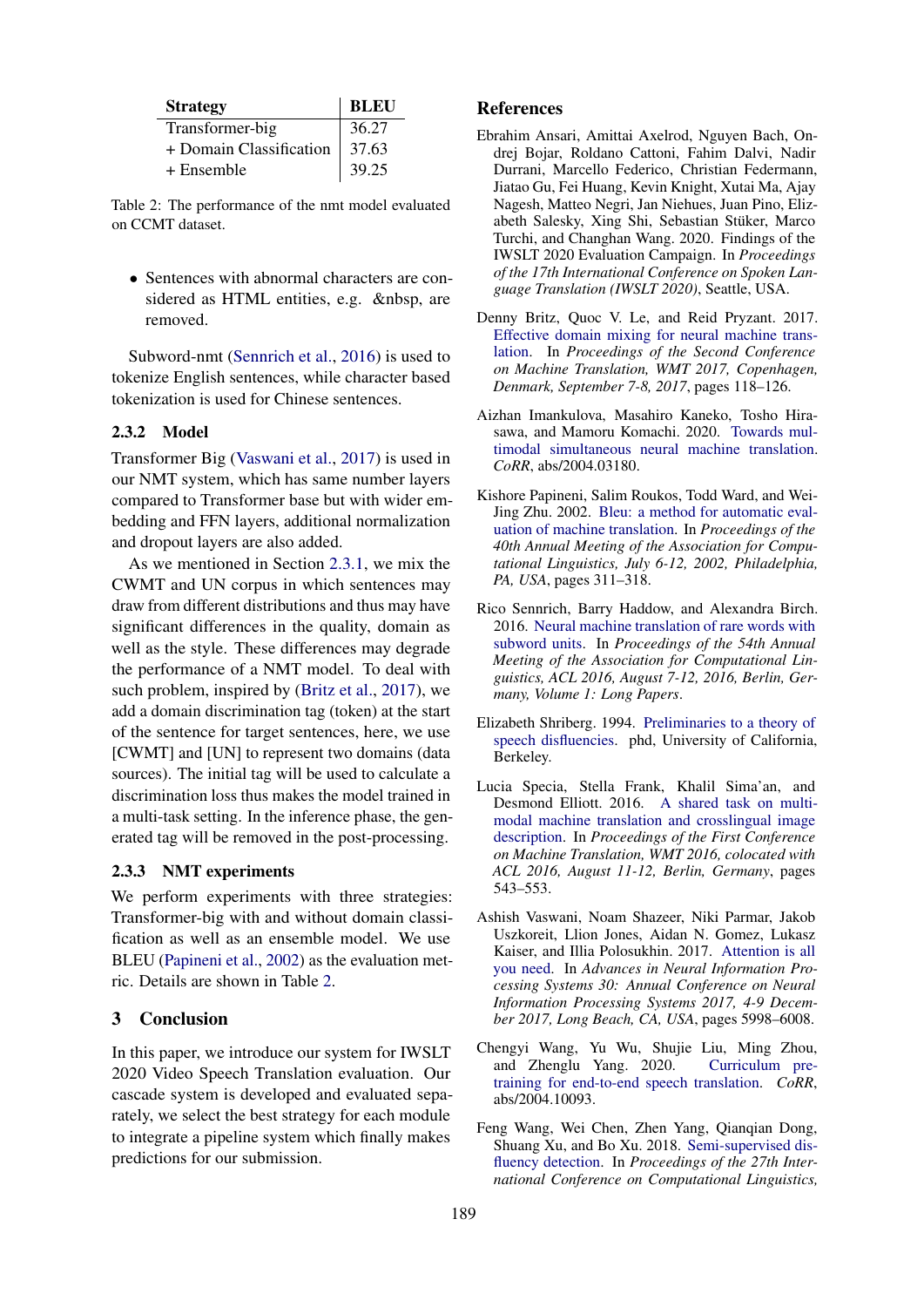| Strategy | BLEU |
|---|---|
| Transformer-big | 36.27 |
| + Domain Classification | 37.63 |
| + Ensemble | 39.25 |

Table 2: The performance of the nmt model evaluated on CCMT dataset.

- Sentences with abnormal characters are considered as HTML entities, e.g. &nbsp, are removed.

Subword-nmt (Sennrich et al., 2016) is used to tokenize English sentences, while character based tokenization is used for Chinese sentences.

#### 2.3.2 Model

Transformer Big (Vaswani et al., 2017) is used in our NMT system, which has same number layers compared to Transformer base but with wider embedding and FFN layers, additional normalization and dropout layers are also added.

As we mentioned in Section 2.3.1, we mix the CWMT and UN corpus in which sentences may draw from different distributions and thus may have significant differences in the quality, domain as well as the style. These differences may degrade the performance of a NMT model. To deal with such problem, inspired by (Britz et al., 2017), we add a domain discrimination tag (token) at the start of the sentence for target sentences, here, we use [CWMT] and [UN] to represent two domains (data sources). The initial tag will be used to calculate a discrimination loss thus makes the model trained in a multi-task setting. In the inference phase, the generated tag will be removed in the post-processing.

#### 2.3.3 NMT experiments

We perform experiments with three strategies: Transformer-big with and without domain classification as well as an ensemble model. We use BLEU (Papineni et al., 2002) as the evaluation metric. Details are shown in Table 2.

## 3 Conclusion

In this paper, we introduce our system for IWSLT 2020 Video Speech Translation evaluation. Our cascade system is developed and evaluated separately, we select the best strategy for each module to integrate a pipeline system which finally makes predictions for our submission.

## References

Ebrahim Ansari, Amittai Axelrod, Nguyen Bach, Ondrej Bojar, Roldano Cattoni, Fahim Dalvi, Nadir Durrani, Marcello Federico, Christian Federmann, Jiatao Gu, Fei Huang, Kevin Knight, Xutai Ma, Ajay Nagesh, Matteo Negri, Jan Niehues, Juan Pino, Elizabeth Salesky, Xing Shi, Sebastian Stüker, Marco Turchi, and Changhan Wang. 2020. Findings of the IWSLT 2020 Evaluation Campaign. In *Proceedings of the 17th International Conference on Spoken Language Translation (IWSLT 2020)*, Seattle, USA.

Denny Britz, Quoc V. Le, and Reid Pryzant. 2017. Effective domain mixing for neural machine translation. In *Proceedings of the Second Conference on Machine Translation, WMT 2017, Copenhagen, Denmark, September 7-8, 2017*, pages 118–126.

Aizhan Imankulova, Masahiro Kaneko, Tosho Hirasawa, and Mamoru Komachi. 2020. Towards multimodal simultaneous neural machine translation. *CoRR*, abs/2004.03180.

Kishore Papineni, Salim Roukos, Todd Ward, and Wei-Jing Zhu. 2002. Bleu: a method for automatic evaluation of machine translation. In *Proceedings of the 40th Annual Meeting of the Association for Computational Linguistics, July 6-12, 2002, Philadelphia, PA, USA*, pages 311–318.

Rico Sennrich, Barry Haddow, and Alexandra Birch. 2016. Neural machine translation of rare words with subword units. In *Proceedings of the 54th Annual Meeting of the Association for Computational Linguistics, ACL 2016, August 7-12, 2016, Berlin, Germany, Volume 1: Long Papers*.

Elizabeth Shriberg. 1994. Preliminaries to a theory of speech disfluencies. phd, University of California, Berkeley.

Lucia Specia, Stella Frank, Khalil Sima'an, and Desmond Elliott. 2016. A shared task on multimodal machine translation and crosslingual image description. In *Proceedings of the First Conference on Machine Translation, WMT 2016, colocated with ACL 2016, August 11-12, Berlin, Germany*, pages 543–553.

Ashish Vaswani, Noam Shazeer, Niki Parmar, Jakob Uszkoreit, Llion Jones, Aidan N. Gomez, Lukasz Kaiser, and Illia Polosukhin. 2017. Attention is all you need. In *Advances in Neural Information Processing Systems 30: Annual Conference on Neural Information Processing Systems 2017, 4-9 December 2017, Long Beach, CA, USA*, pages 5998–6008.

Chengyi Wang, Yu Wu, Shujie Liu, Ming Zhou, and Zhenglu Yang. 2020. Curriculum pretraining for end-to-end speech translation. *CoRR*, abs/2004.10093.

Feng Wang, Wei Chen, Zhen Yang, Qianqian Dong, Shuang Xu, and Bo Xu. 2018. Semi-supervised disfluency detection. In *Proceedings of the 27th International Conference on Computational Linguistics,*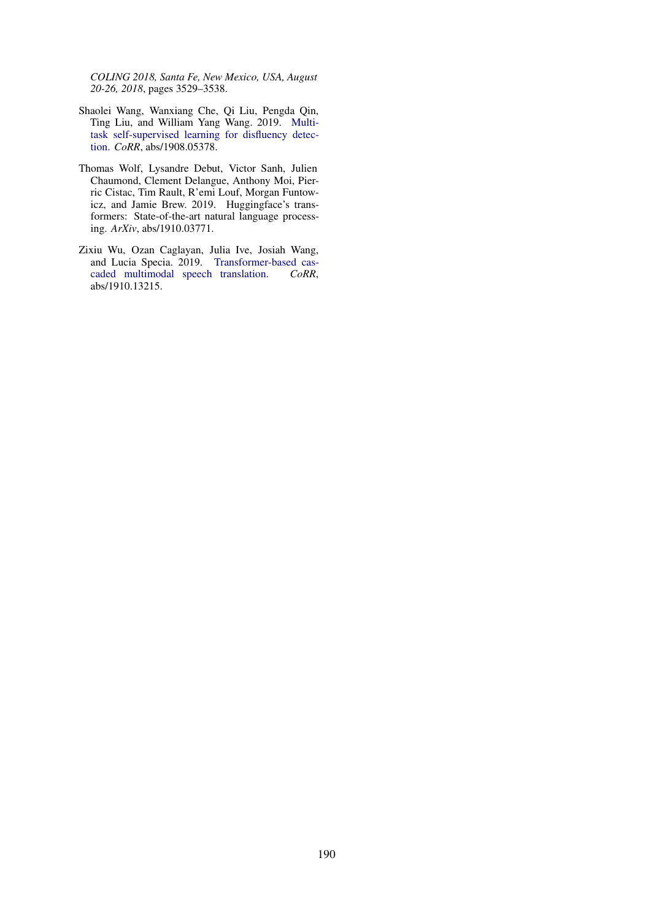*COLING 2018, Santa Fe, New Mexico, USA, August 20-26, 2018*, pages 3529–3538.

Shaolei Wang, Wanxiang Che, Qi Liu, Pengda Qin, Ting Liu, and William Yang Wang. 2019. Multi-task self-supervised learning for disfluency detection. *CoRR*, abs/1908.05378.

Thomas Wolf, Lysandre Debut, Victor Sanh, Julien Chaumond, Clement Delangue, Anthony Moi, Pierric Cistac, Tim Rault, R'emi Louf, Morgan Funtowicz, and Jamie Brew. 2019. Huggingface's transformers: State-of-the-art natural language processing. *ArXiv*, abs/1910.03771.

Zixiu Wu, Ozan Caglayan, Julia Ive, Josiah Wang, and Lucia Specia. 2019. Transformer-based cascaded multimodal speech translation. *CoRR*, abs/1910.13215.